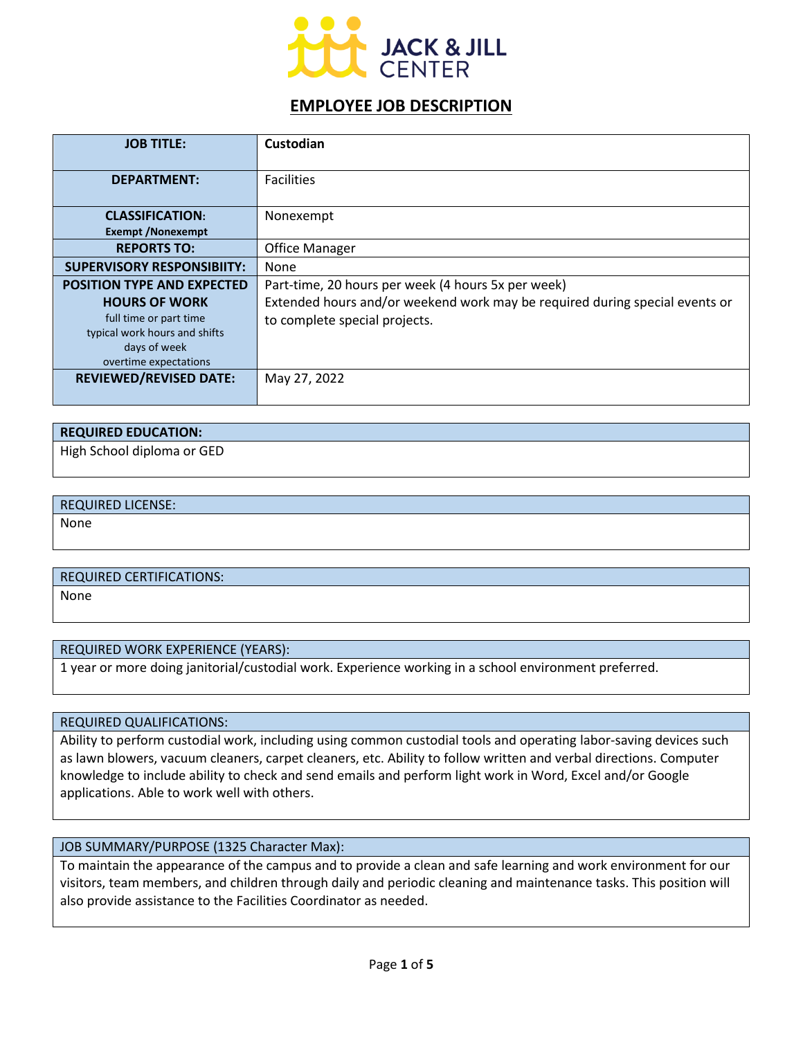JACK & JILL CENTER

# EMPLOYEE JOB DESCRIPTION

| **JOB TITLE:** | **Custodian** |
|---|---|
| **DEPARTMENT:** | Facilities |
| **CLASSIFICATION:** **Exempt /Nonexempt** | Nonexempt |
| **REPORTS TO:** | Office Manager |
| **SUPERVISORY RESPONSIBIITY:** | None |
| **POSITION TYPE AND EXPECTED HOURS OF WORK** full time or part time typical work hours and shifts days of week overtime expectations | Part-time, 20 hours per week (4 hours 5x per week) Extended hours and/or weekend work may be required during special events or to complete special projects. |
| **REVIEWED/REVISED DATE:** | May 27, 2022 |

| **REQUIRED EDUCATION:** |
|---|
| High School diploma or GED |

| REQUIRED LICENSE: |
|---|
| None |

| REQUIRED CERTIFICATIONS: |
|---|
| None |

| REQUIRED WORK EXPERIENCE (YEARS): |
|---|
| 1 year or more doing janitorial/custodial work. Experience working in a school environment preferred. |

| REQUIRED QUALIFICATIONS: |
|---|
| Ability to perform custodial work, including using common custodial tools and operating labor-saving devices such as lawn blowers, vacuum cleaners, carpet cleaners, etc. Ability to follow written and verbal directions. Computer knowledge to include ability to check and send emails and perform light work in Word, Excel and/or Google applications. Able to work well with others. |

| JOB SUMMARY/PURPOSE (1325 Character Max): |
|---|
| To maintain the appearance of the campus and to provide a clean and safe learning and work environment for our visitors, team members, and children through daily and periodic cleaning and maintenance tasks. This position will also provide assistance to the Facilities Coordinator as needed. |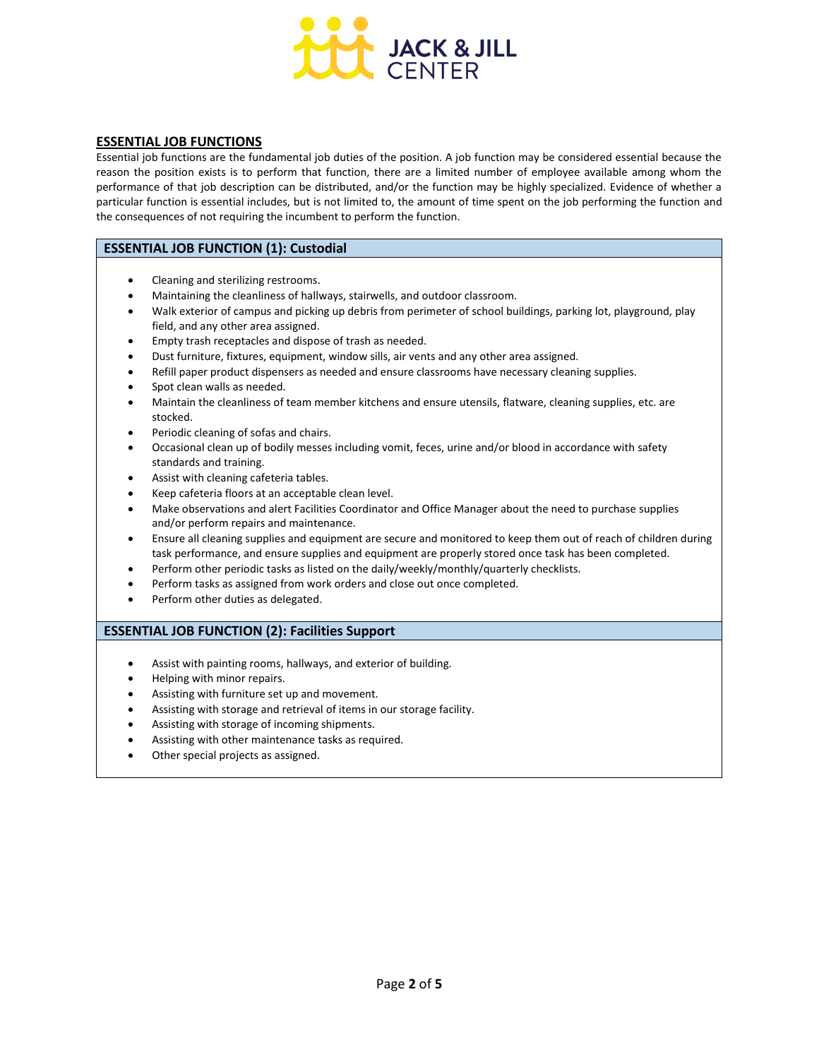## ESSENTIAL JOB FUNCTIONS

Essential job functions are the fundamental job duties of the position. A job function may be considered essential because the reason the position exists is to perform that function, there are a limited number of employee available among whom the performance of that job description can be distributed, and/or the function may be highly specialized. Evidence of whether a particular function is essential includes, but is not limited to, the amount of time spent on the job performing the function and the consequences of not requiring the incumbent to perform the function.

### ESSENTIAL JOB FUNCTION (1): Custodial

- Cleaning and sterilizing restrooms.
- Maintaining the cleanliness of hallways, stairwells, and outdoor classroom.
- Walk exterior of campus and picking up debris from perimeter of school buildings, parking lot, playground, play field, and any other area assigned.
- Empty trash receptacles and dispose of trash as needed.
- Dust furniture, fixtures, equipment, window sills, air vents and any other area assigned.
- Refill paper product dispensers as needed and ensure classrooms have necessary cleaning supplies.
- Spot clean walls as needed.
- Maintain the cleanliness of team member kitchens and ensure utensils, flatware, cleaning supplies, etc. are stocked.
- Periodic cleaning of sofas and chairs.
- Occasional clean up of bodily messes including vomit, feces, urine and/or blood in accordance with safety standards and training.
- Assist with cleaning cafeteria tables.
- Keep cafeteria floors at an acceptable clean level.
- Make observations and alert Facilities Coordinator and Office Manager about the need to purchase supplies and/or perform repairs and maintenance.
- Ensure all cleaning supplies and equipment are secure and monitored to keep them out of reach of children during task performance, and ensure supplies and equipment are properly stored once task has been completed.
- Perform other periodic tasks as listed on the daily/weekly/monthly/quarterly checklists.
- Perform tasks as assigned from work orders and close out once completed.
- Perform other duties as delegated.

### ESSENTIAL JOB FUNCTION (2): Facilities Support

- Assist with painting rooms, hallways, and exterior of building.
- Helping with minor repairs.
- Assisting with furniture set up and movement.
- Assisting with storage and retrieval of items in our storage facility.
- Assisting with storage of incoming shipments.
- Assisting with other maintenance tasks as required.
- Other special projects as assigned.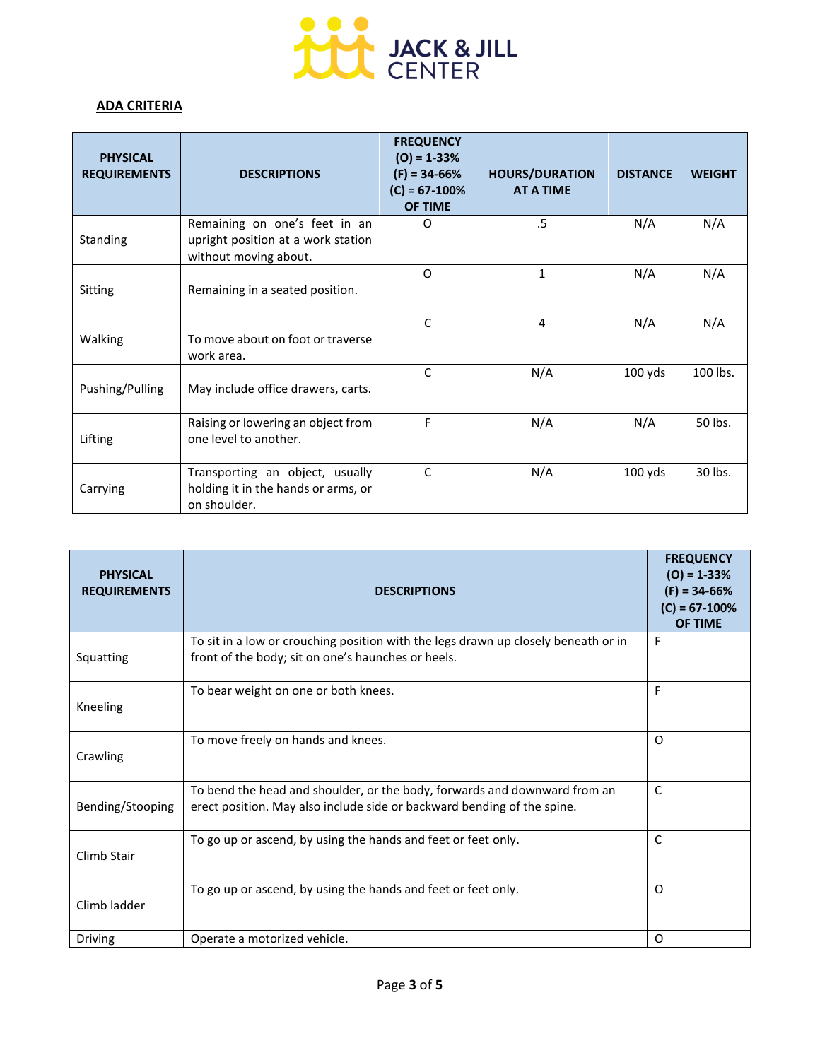**ADA CRITERIA**

| PHYSICAL REQUIREMENTS | DESCRIPTIONS | FREQUENCY (O) = 1-33% (F) = 34-66% (C) = 67-100% OF TIME | HOURS/DURATION AT A TIME | DISTANCE | WEIGHT |
|---|---|---|---|---|---|
| Standing | Remaining on one's feet in an upright position at a work station without moving about. | O | .5 | N/A | N/A |
| Sitting | Remaining in a seated position. | O | 1 | N/A | N/A |
| Walking | To move about on foot or traverse work area. | C | 4 | N/A | N/A |
| Pushing/Pulling | May include office drawers, carts. | C | N/A | 100 yds | 100 lbs. |
| Lifting | Raising or lowering an object from one level to another. | F | N/A | N/A | 50 lbs. |
| Carrying | Transporting an object, usually holding it in the hands or arms, or on shoulder. | C | N/A | 100 yds | 30 lbs. |

| PHYSICAL REQUIREMENTS | DESCRIPTIONS | FREQUENCY (O) = 1-33% (F) = 34-66% (C) = 67-100% OF TIME |
|---|---|---|
| Squatting | To sit in a low or crouching position with the legs drawn up closely beneath or in front of the body; sit on one's haunches or heels. | F |
| Kneeling | To bear weight on one or both knees. | F |
| Crawling | To move freely on hands and knees. | O |
| Bending/Stooping | To bend the head and shoulder, or the body, forwards and downward from an erect position. May also include side or backward bending of the spine. | C |
| Climb Stair | To go up or ascend, by using the hands and feet or feet only. | C |
| Climb ladder | To go up or ascend, by using the hands and feet or feet only. | O |
| Driving | Operate a motorized vehicle. | O |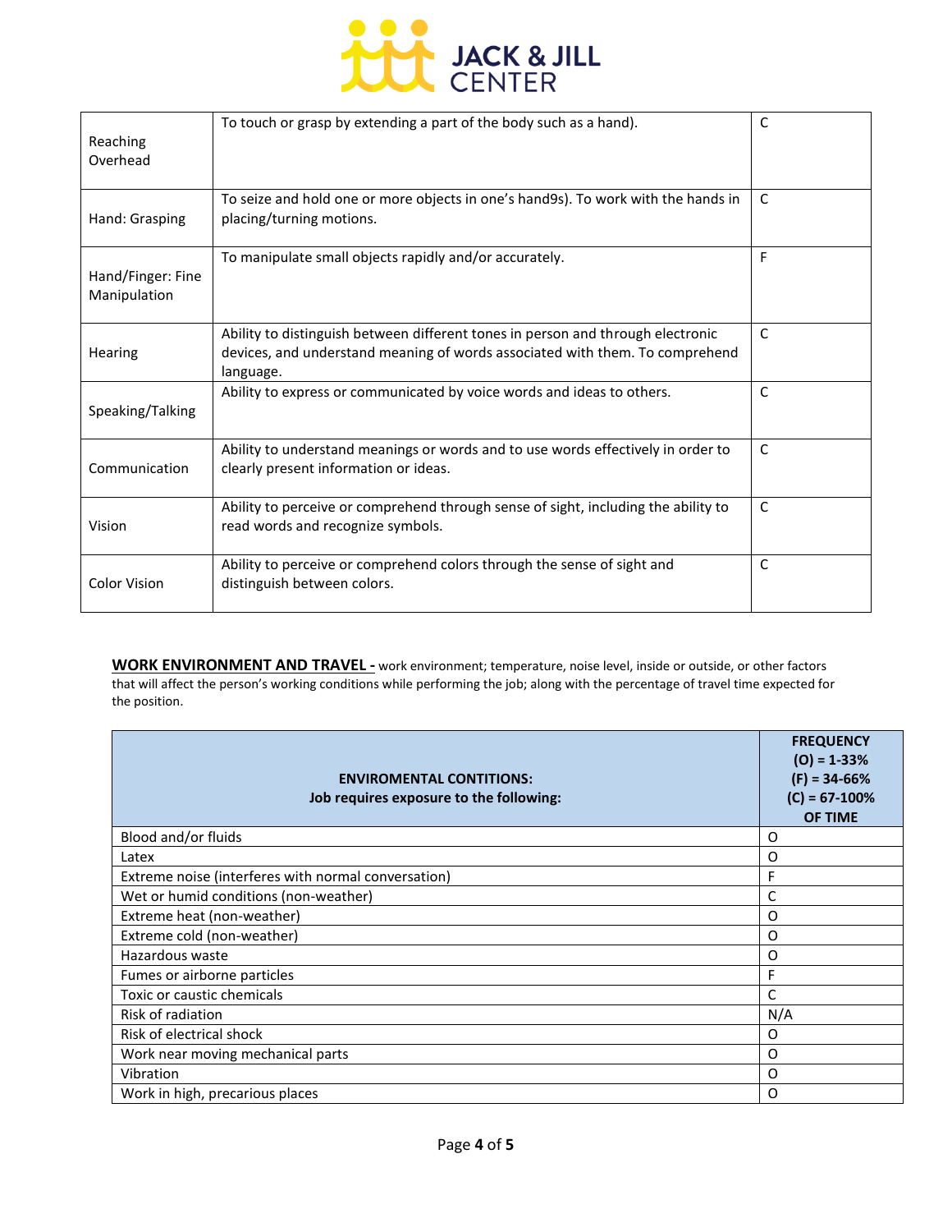| | | |
|---|---|---|
| Reaching Overhead | To touch or grasp by extending a part of the body such as a hand). | C |
| Hand: Grasping | To seize and hold one or more objects in one's hand9s). To work with the hands in placing/turning motions. | C |
| Hand/Finger: Fine Manipulation | To manipulate small objects rapidly and/or accurately. | F |
| Hearing | Ability to distinguish between different tones in person and through electronic devices, and understand meaning of words associated with them. To comprehend language. | C |
| Speaking/Talking | Ability to express or communicated by voice words and ideas to others. | C |
| Communication | Ability to understand meanings or words and to use words effectively in order to clearly present information or ideas. | C |
| Vision | Ability to perceive or comprehend through sense of sight, including the ability to read words and recognize symbols. | C |
| Color Vision | Ability to perceive or comprehend colors through the sense of sight and distinguish between colors. | C |

**WORK ENVIRONMENT AND TRAVEL -** work environment; temperature, noise level, inside or outside, or other factors that will affect the person's working conditions while performing the job; along with the percentage of travel time expected for the position.

| **ENVIROMENTAL CONTITIONS: Job requires exposure to the following:** | **FREQUENCY (O) = 1-33% (F) = 34-66% (C) = 67-100% OF TIME** |
|---|---|
| Blood and/or fluids | O |
| Latex | O |
| Extreme noise (interferes with normal conversation) | F |
| Wet or humid conditions (non-weather) | C |
| Extreme heat (non-weather) | O |
| Extreme cold (non-weather) | O |
| Hazardous waste | O |
| Fumes or airborne particles | F |
| Toxic or caustic chemicals | C |
| Risk of radiation | N/A |
| Risk of electrical shock | O |
| Work near moving mechanical parts | O |
| Vibration | O |
| Work in high, precarious places | O |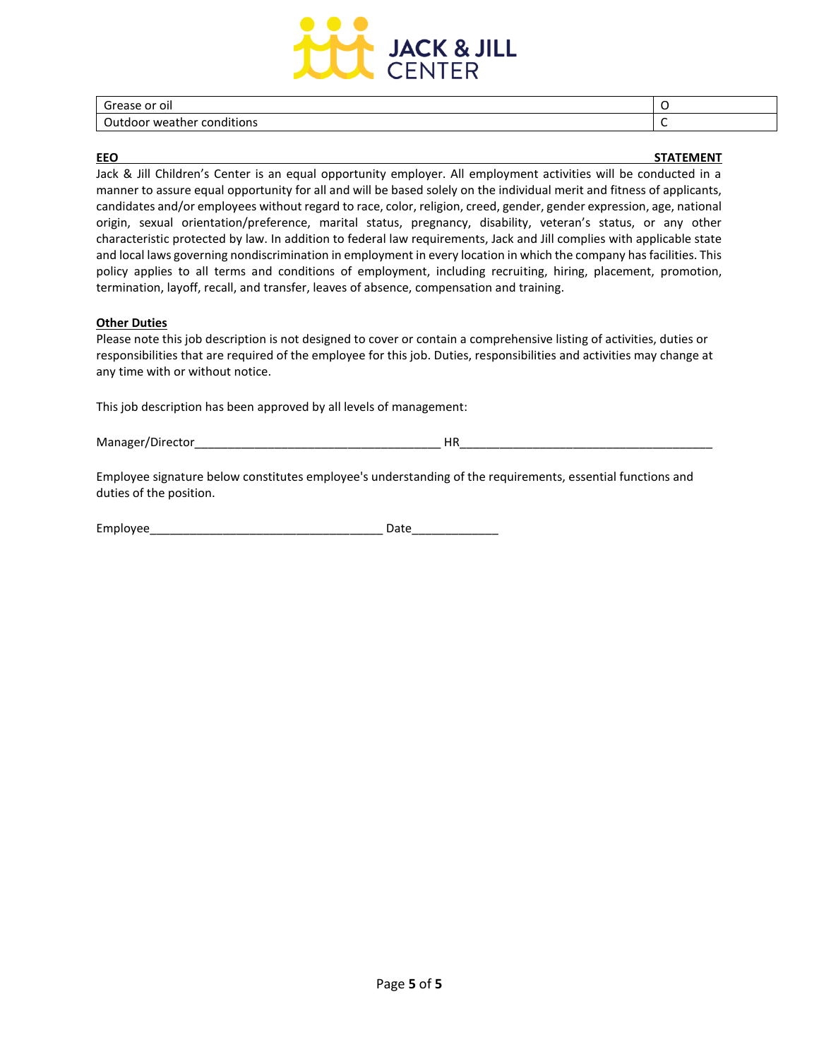| | |
|---|---|
| Grease or oil | O |
| Outdoor weather conditions | C |

**EEO STATEMENT**

Jack & Jill Children's Center is an equal opportunity employer. All employment activities will be conducted in a manner to assure equal opportunity for all and will be based solely on the individual merit and fitness of applicants, candidates and/or employees without regard to race, color, religion, creed, gender, gender expression, age, national origin, sexual orientation/preference, marital status, pregnancy, disability, veteran's status, or any other characteristic protected by law. In addition to federal law requirements, Jack and Jill complies with applicable state and local laws governing nondiscrimination in employment in every location in which the company has facilities. This policy applies to all terms and conditions of employment, including recruiting, hiring, placement, promotion, termination, layoff, recall, and transfer, leaves of absence, compensation and training.

**Other Duties**

Please note this job description is not designed to cover or contain a comprehensive listing of activities, duties or responsibilities that are required of the employee for this job. Duties, responsibilities and activities may change at any time with or without notice.

This job description has been approved by all levels of management:

Manager/Director_____________________________________ HR______________________________________

Employee signature below constitutes employee's understanding of the requirements, essential functions and duties of the position.

Employee___________________________________ Date_____________